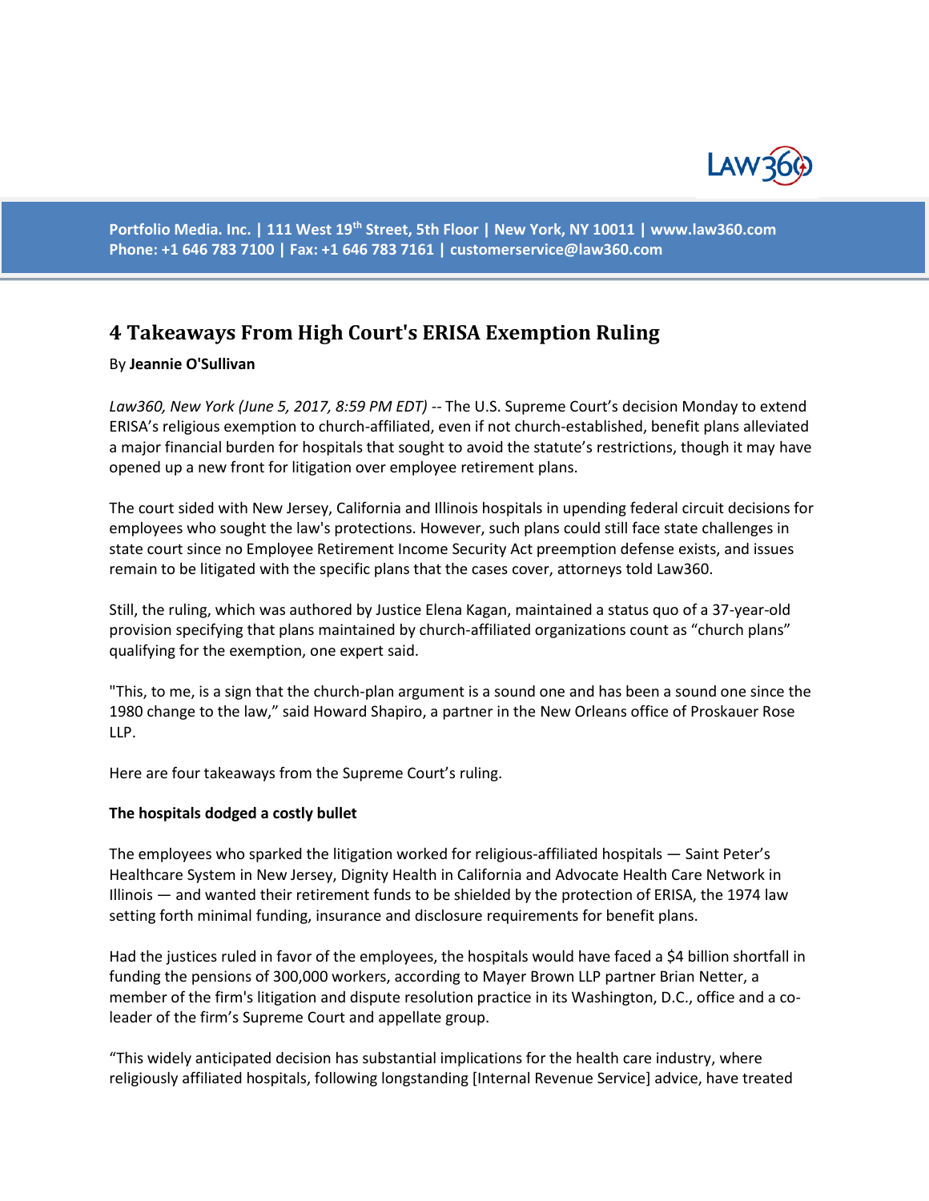# 4 Takeaways From High Court's ERISA Exemption Ruling

By **Jeannie O'Sullivan**

*Law360, New York (June 5, 2017, 8:59 PM EDT)* -- The U.S. Supreme Court's decision Monday to extend ERISA's religious exemption to church-affiliated, even if not church-established, benefit plans alleviated a major financial burden for hospitals that sought to avoid the statute's restrictions, though it may have opened up a new front for litigation over employee retirement plans.

The court sided with New Jersey, California and Illinois hospitals in upending federal circuit decisions for employees who sought the law's protections. However, such plans could still face state challenges in state court since no Employee Retirement Income Security Act preemption defense exists, and issues remain to be litigated with the specific plans that the cases cover, attorneys told Law360.

Still, the ruling, which was authored by Justice Elena Kagan, maintained a status quo of a 37-year-old provision specifying that plans maintained by church-affiliated organizations count as "church plans" qualifying for the exemption, one expert said.

"This, to me, is a sign that the church-plan argument is a sound one and has been a sound one since the 1980 change to the law," said Howard Shapiro, a partner in the New Orleans office of Proskauer Rose LLP.

Here are four takeaways from the Supreme Court's ruling.

**The hospitals dodged a costly bullet**

The employees who sparked the litigation worked for religious-affiliated hospitals — Saint Peter's Healthcare System in New Jersey, Dignity Health in California and Advocate Health Care Network in Illinois — and wanted their retirement funds to be shielded by the protection of ERISA, the 1974 law setting forth minimal funding, insurance and disclosure requirements for benefit plans.

Had the justices ruled in favor of the employees, the hospitals would have faced a $4 billion shortfall in funding the pensions of 300,000 workers, according to Mayer Brown LLP partner Brian Netter, a member of the firm's litigation and dispute resolution practice in its Washington, D.C., office and a co-leader of the firm's Supreme Court and appellate group.

"This widely anticipated decision has substantial implications for the health care industry, where religiously affiliated hospitals, following longstanding [Internal Revenue Service] advice, have treated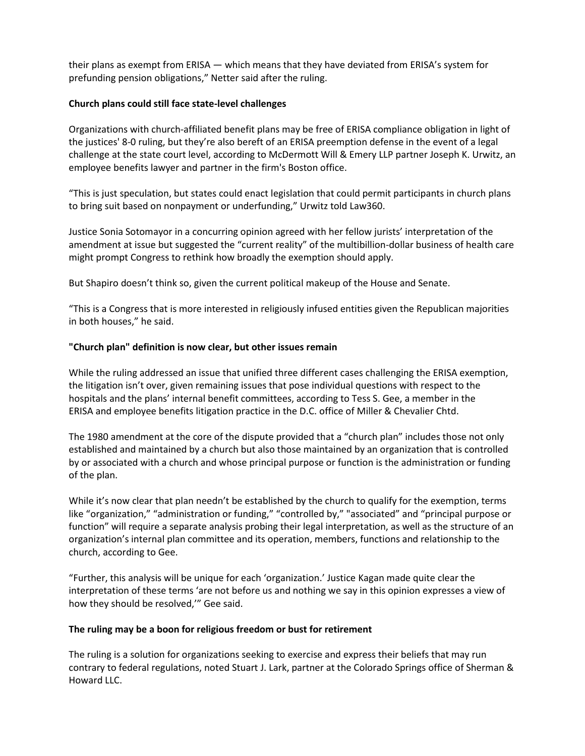their plans as exempt from ERISA — which means that they have deviated from ERISA's system for prefunding pension obligations," Netter said after the ruling.

**Church plans could still face state-level challenges**

Organizations with church-affiliated benefit plans may be free of ERISA compliance obligation in light of the justices' 8-0 ruling, but they're also bereft of an ERISA preemption defense in the event of a legal challenge at the state court level, according to McDermott Will & Emery LLP partner Joseph K. Urwitz, an employee benefits lawyer and partner in the firm's Boston office.

"This is just speculation, but states could enact legislation that could permit participants in church plans to bring suit based on nonpayment or underfunding," Urwitz told Law360.

Justice Sonia Sotomayor in a concurring opinion agreed with her fellow jurists' interpretation of the amendment at issue but suggested the "current reality" of the multibillion-dollar business of health care might prompt Congress to rethink how broadly the exemption should apply.

But Shapiro doesn't think so, given the current political makeup of the House and Senate.

"This is a Congress that is more interested in religiously infused entities given the Republican majorities in both houses," he said.

**"Church plan" definition is now clear, but other issues remain**

While the ruling addressed an issue that unified three different cases challenging the ERISA exemption, the litigation isn't over, given remaining issues that pose individual questions with respect to the hospitals and the plans' internal benefit committees, according to Tess S. Gee, a member in the ERISA and employee benefits litigation practice in the D.C. office of Miller & Chevalier Chtd.

The 1980 amendment at the core of the dispute provided that a "church plan" includes those not only established and maintained by a church but also those maintained by an organization that is controlled by or associated with a church and whose principal purpose or function is the administration or funding of the plan.

While it's now clear that plan needn't be established by the church to qualify for the exemption, terms like "organization," "administration or funding," "controlled by," "associated" and "principal purpose or function" will require a separate analysis probing their legal interpretation, as well as the structure of an organization's internal plan committee and its operation, members, functions and relationship to the church, according to Gee.

"Further, this analysis will be unique for each 'organization.' Justice Kagan made quite clear the interpretation of these terms 'are not before us and nothing we say in this opinion expresses a view of how they should be resolved,'" Gee said.

**The ruling may be a boon for religious freedom or bust for retirement**

The ruling is a solution for organizations seeking to exercise and express their beliefs that may run contrary to federal regulations, noted Stuart J. Lark, partner at the Colorado Springs office of Sherman & Howard LLC.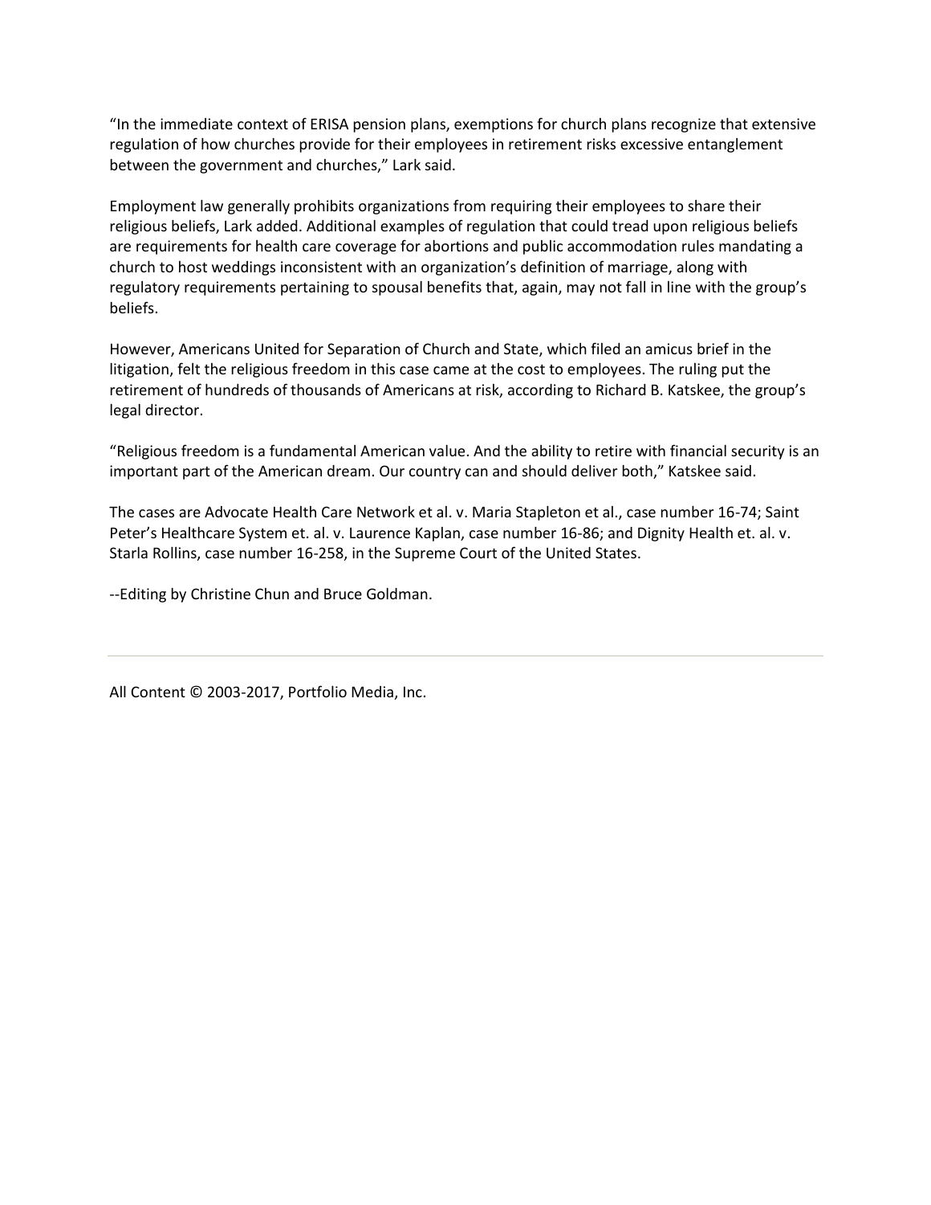"In the immediate context of ERISA pension plans, exemptions for church plans recognize that extensive regulation of how churches provide for their employees in retirement risks excessive entanglement between the government and churches," Lark said.

Employment law generally prohibits organizations from requiring their employees to share their religious beliefs, Lark added. Additional examples of regulation that could tread upon religious beliefs are requirements for health care coverage for abortions and public accommodation rules mandating a church to host weddings inconsistent with an organization's definition of marriage, along with regulatory requirements pertaining to spousal benefits that, again, may not fall in line with the group's beliefs.

However, Americans United for Separation of Church and State, which filed an amicus brief in the litigation, felt the religious freedom in this case came at the cost to employees. The ruling put the retirement of hundreds of thousands of Americans at risk, according to Richard B. Katskee, the group's legal director.

"Religious freedom is a fundamental American value. And the ability to retire with financial security is an important part of the American dream. Our country can and should deliver both," Katskee said.

The cases are Advocate Health Care Network et al. v. Maria Stapleton et al., case number 16-74; Saint Peter's Healthcare System et. al. v. Laurence Kaplan, case number 16-86; and Dignity Health et. al. v. Starla Rollins, case number 16-258, in the Supreme Court of the United States.

--Editing by Christine Chun and Bruce Goldman.

---

All Content © 2003-2017, Portfolio Media, Inc.